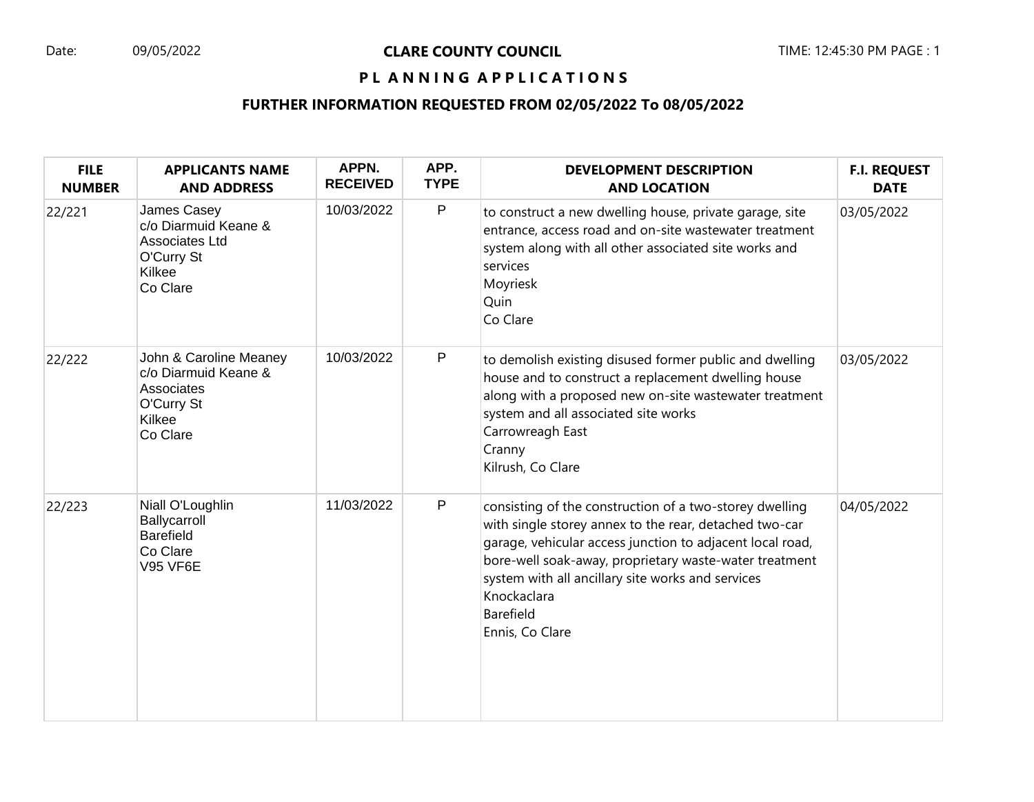Date: 09/05/2022

# CLARE COUNTY COUNCIL

## PLANNING APPLICATIONS

### FURTHER INFORMATION REQUESTED FROM 02/05/2022 To 08/05/2022

| FILE NUMBER | APPLICANTS NAME AND ADDRESS | APPN. RECEIVED | APP. TYPE | DEVELOPMENT DESCRIPTION AND LOCATION | F.I. REQUEST DATE |
|---|---|---|---|---|---|
| 22/221 | James Casey<br>c/o Diarmuid Keane & Associates Ltd<br>O'Curry St<br>Kilkee<br>Co Clare | 10/03/2022 | P | to construct a new dwelling house, private garage, site entrance, access road and on-site wastewater treatment system along with all other associated site works and services<br>Moyriesk<br>Quin<br>Co Clare | 03/05/2022 |
| 22/222 | John & Caroline Meaney<br>c/o Diarmuid Keane & Associates<br>O'Curry St<br>Kilkee<br>Co Clare | 10/03/2022 | P | to demolish existing disused former public and dwelling house and to construct a replacement dwelling house along with a proposed new on-site wastewater treatment system and all associated site works<br>Carrowreagh East<br>Cranny<br>Kilrush, Co Clare | 03/05/2022 |
| 22/223 | Niall O'Loughlin<br>Ballycarroll<br>Barefield<br>Co Clare<br>V95 VF6E | 11/03/2022 | P | consisting of the construction of a two-storey dwelling with single storey annex to the rear, detached two-car garage, vehicular access junction to adjacent local road, bore-well soak-away, proprietary waste-water treatment system with all ancillary site works and services<br>Knockaclara<br>Barefield<br>Ennis, Co Clare | 04/05/2022 |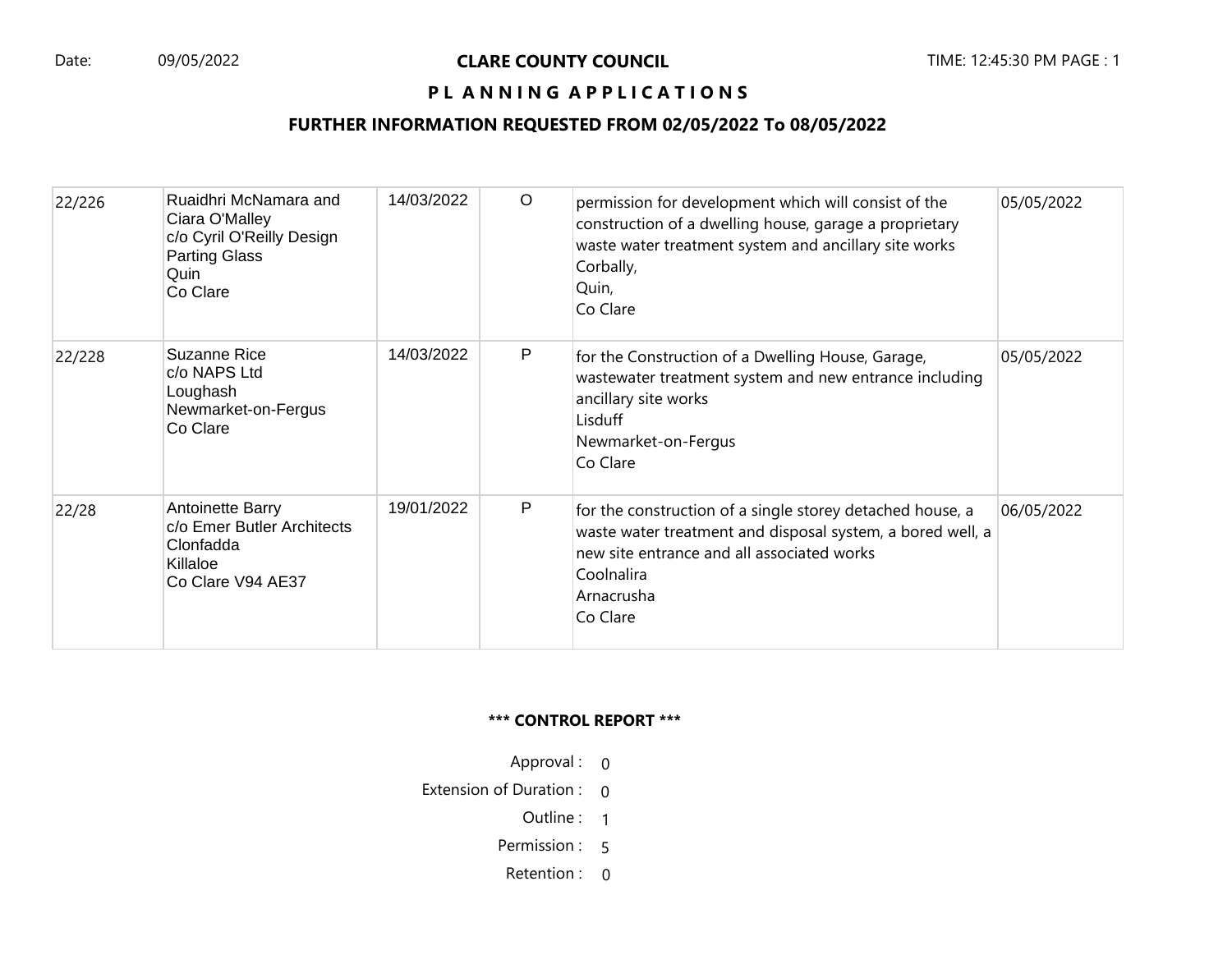**CLARE COUNTY COUNCIL**

**P L A N N I N G A P P L I C A T I O N S**

**FURTHER INFORMATION REQUESTED FROM 02/05/2022 To 08/05/2022**

| | | | | | |
|---|---|---|---|---|---|
| 22/226 | Ruaidhri McNamara and Ciara O'Malley<br>c/o Cyril O'Reilly Design<br>Parting Glass<br>Quin<br>Co Clare | 14/03/2022 | O | permission for development which will consist of the construction of a dwelling house, garage a proprietary waste water treatment system and ancillary site works<br>Corbally,<br>Quin,<br>Co Clare | 05/05/2022 |
| 22/228 | Suzanne Rice<br>c/o NAPS Ltd<br>Loughash<br>Newmarket-on-Fergus<br>Co Clare | 14/03/2022 | P | for the Construction of a Dwelling House, Garage, wastewater treatment system and new entrance including ancillary site works<br>Lisduff<br>Newmarket-on-Fergus<br>Co Clare | 05/05/2022 |
| 22/28 | Antoinette Barry<br>c/o Emer Butler Architects<br>Clonfadda<br>Killaloe<br>Co Clare V94 AE37 | 19/01/2022 | P | for the construction of a single storey detached house, a waste water treatment and disposal system, a bored well, a new site entrance and all associated works<br>Coolnalira<br>Arnacrusha<br>Co Clare | 06/05/2022 |

**\*\*\* CONTROL REPORT \*\*\***

| | |
|---|---|
| Approval : | 0 |
| Extension of Duration : | 0 |
| Outline : | 1 |
| Permission : | 5 |
| Retention : | 0 |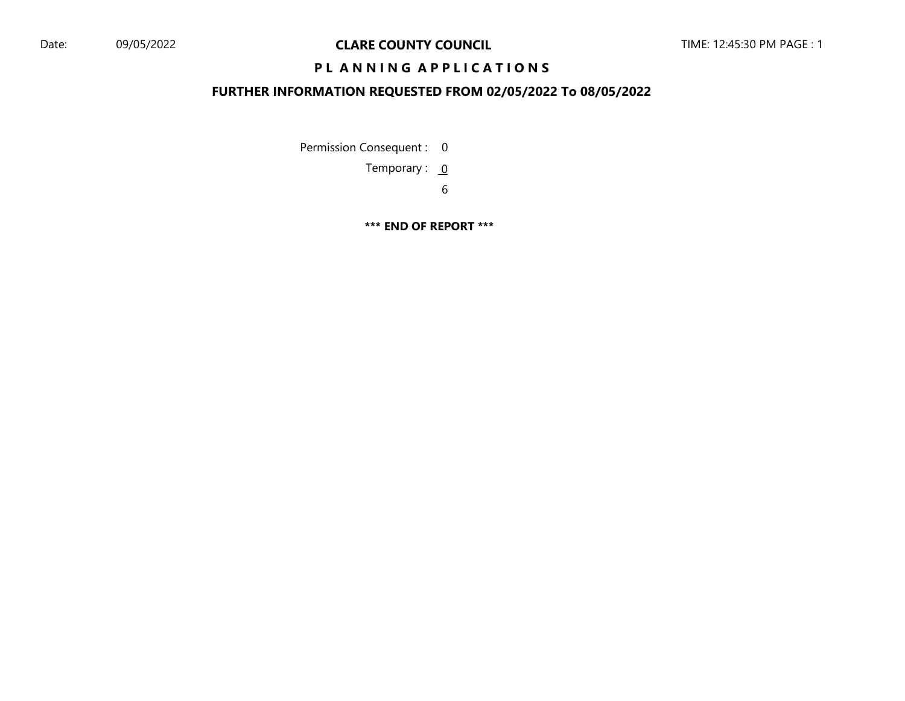Date: 09/05/2022

# CLARE COUNTY COUNCIL

## P L A N N I N G A P P L I C A T I O N S

### FURTHER INFORMATION REQUESTED FROM 02/05/2022 To 08/05/2022

| | |
|---|---|
| Permission Consequent : | 0 |
| Temporary : | 0 |
| | 6 |

**\*\*\* END OF REPORT \*\*\***